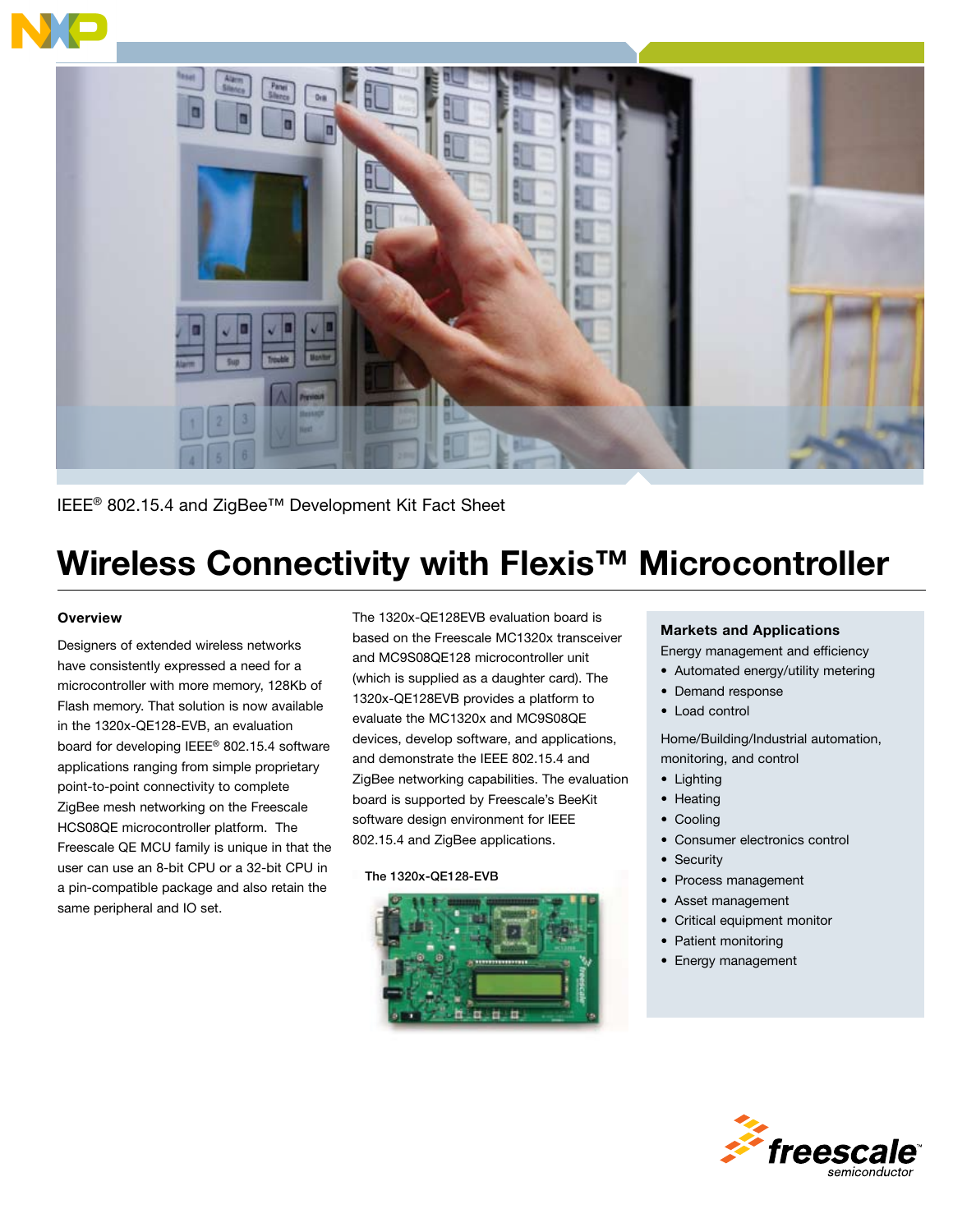IEEE® 802.15.4 and ZigBee™ Development Kit Fact Sheet

# Wireless Connectivity with Flexis™ Microcontroller

### Overview

Designers of extended wireless networks have consistently expressed a need for a microcontroller with more memory, 128Kb of Flash memory. That solution is now available in the 1320x-QE128-EVB, an evaluation board for developing IEEE® 802.15.4 software applications ranging from simple proprietary point-to-point connectivity to complete ZigBee mesh networking on the Freescale HCS08QE microcontroller platform. The Freescale QE MCU family is unique in that the user can use an 8-bit CPU or a 32-bit CPU in a pin-compatible package and also retain the same peripheral and IO set.

The 1320x-QE128EVB evaluation board is based on the Freescale MC1320x transceiver and MC9S08QE128 microcontroller unit (which is supplied as a daughter card). The 1320x-QE128EVB provides a platform to evaluate the MC1320x and MC9S08QE devices, develop software, and applications, and demonstrate the IEEE 802.15.4 and ZigBee networking capabilities. The evaluation board is supported by Freescale's BeeKit software design environment for IEEE 802.15.4 and ZigBee applications.

The 1320x-QE128-EVB

### Markets and Applications

Energy management and efficiency

- Automated energy/utility metering
- Demand response
- Load control

Home/Building/Industrial automation, monitoring, and control

- Lighting
- Heating
- Cooling
- Consumer electronics control
- Security
- Process management
- Asset management
- Critical equipment monitor
- Patient monitoring
- Energy management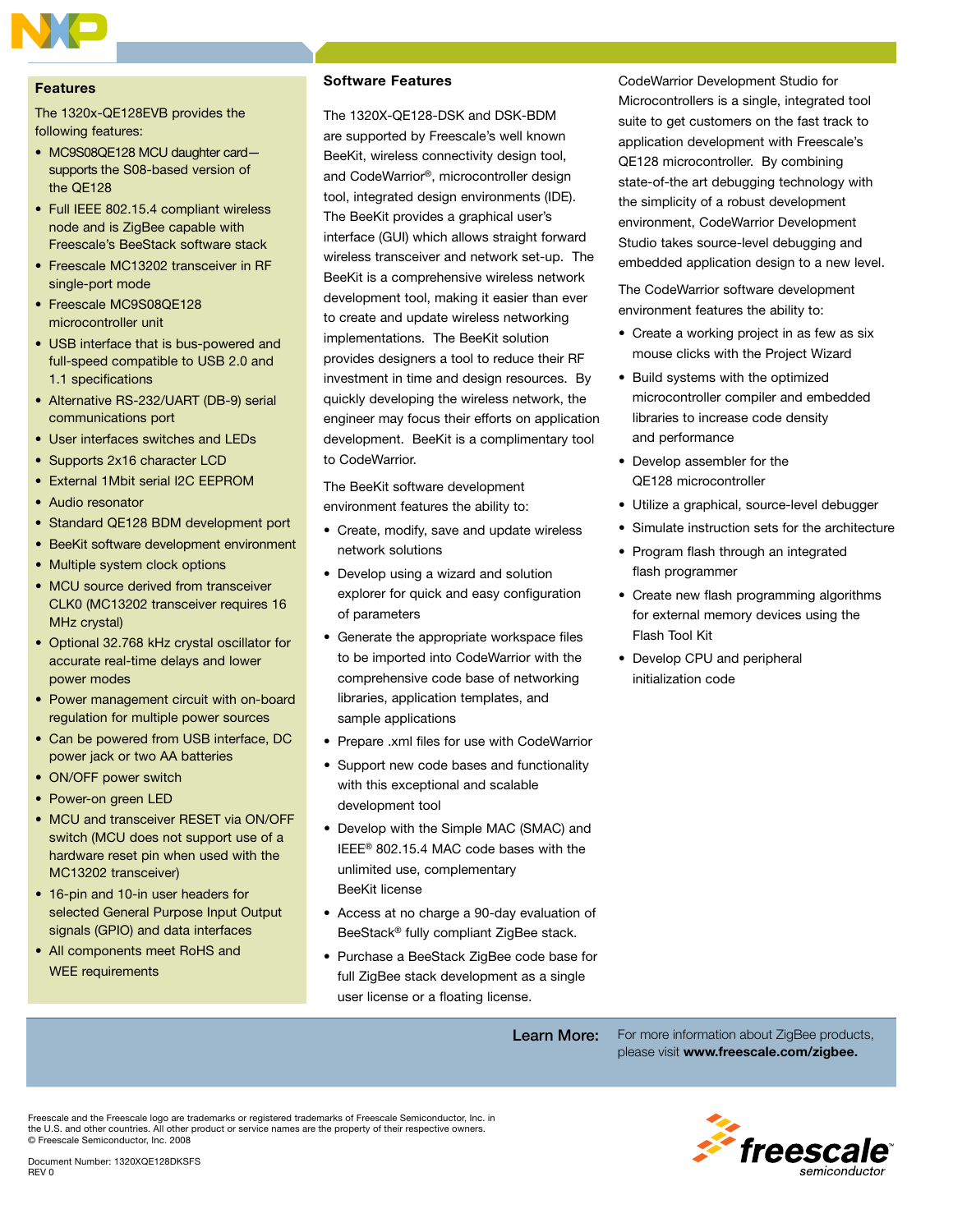## Features

The 1320x-QE128EVB provides the following features:

- MC9S08QE128 MCU daughter card—supports the S08-based version of the QE128
- Full IEEE 802.15.4 compliant wireless node and is ZigBee capable with Freescale's BeeStack software stack
- Freescale MC13202 transceiver in RF single-port mode
- Freescale MC9S08QE128 microcontroller unit
- USB interface that is bus-powered and full-speed compatible to USB 2.0 and 1.1 specifications
- Alternative RS-232/UART (DB-9) serial communications port
- User interfaces switches and LEDs
- Supports 2x16 character LCD
- External 1Mbit serial I2C EEPROM
- Audio resonator
- Standard QE128 BDM development port
- BeeKit software development environment
- Multiple system clock options
- MCU source derived from transceiver CLK0 (MC13202 transceiver requires 16 MHz crystal)
- Optional 32.768 kHz crystal oscillator for accurate real-time delays and lower power modes
- Power management circuit with on-board regulation for multiple power sources
- Can be powered from USB interface, DC power jack or two AA batteries
- ON/OFF power switch
- Power-on green LED
- MCU and transceiver RESET via ON/OFF switch (MCU does not support use of a hardware reset pin when used with the MC13202 transceiver)
- 16-pin and 10-in user headers for selected General Purpose Input Output signals (GPIO) and data interfaces
- All components meet RoHS and WEE requirements

## Software Features

The 1320X-QE128-DSK and DSK-BDM are supported by Freescale's well known BeeKit, wireless connectivity design tool, and CodeWarrior®, microcontroller design tool, integrated design environments (IDE). The BeeKit provides a graphical user's interface (GUI) which allows straight forward wireless transceiver and network set-up. The BeeKit is a comprehensive wireless network development tool, making it easier than ever to create and update wireless networking implementations. The BeeKit solution provides designers a tool to reduce their RF investment in time and design resources. By quickly developing the wireless network, the engineer may focus their efforts on application development. BeeKit is a complimentary tool to CodeWarrior.

The BeeKit software development environment features the ability to:

- Create, modify, save and update wireless network solutions
- Develop using a wizard and solution explorer for quick and easy configuration of parameters
- Generate the appropriate workspace files to be imported into CodeWarrior with the comprehensive code base of networking libraries, application templates, and sample applications
- Prepare .xml files for use with CodeWarrior
- Support new code bases and functionality with this exceptional and scalable development tool
- Develop with the Simple MAC (SMAC) and IEEE® 802.15.4 MAC code bases with the unlimited use, complementary BeeKit license
- Access at no charge a 90-day evaluation of BeeStack® fully compliant ZigBee stack.
- Purchase a BeeStack ZigBee code base for full ZigBee stack development as a single user license or a floating license.

CodeWarrior Development Studio for Microcontrollers is a single, integrated tool suite to get customers on the fast track to application development with Freescale's QE128 microcontroller. By combining state-of-the art debugging technology with the simplicity of a robust development environment, CodeWarrior Development Studio takes source-level debugging and embedded application design to a new level.

The CodeWarrior software development environment features the ability to:

- Create a working project in as few as six mouse clicks with the Project Wizard
- Build systems with the optimized microcontroller compiler and embedded libraries to increase code density and performance
- Develop assembler for the QE128 microcontroller
- Utilize a graphical, source-level debugger
- Simulate instruction sets for the architecture
- Program flash through an integrated flash programmer
- Create new flash programming algorithms for external memory devices using the Flash Tool Kit
- Develop CPU and peripheral initialization code

**Learn More:** For more information about ZigBee products, please visit **www.freescale.com/zigbee.**

Freescale and the Freescale logo are trademarks or registered trademarks of Freescale Semiconductor, Inc. in the U.S. and other countries. All other product or service names are the property of their respective owners.
© Freescale Semiconductor, Inc. 2008

Document Number: 1320XQE128DKSFS
REV 0